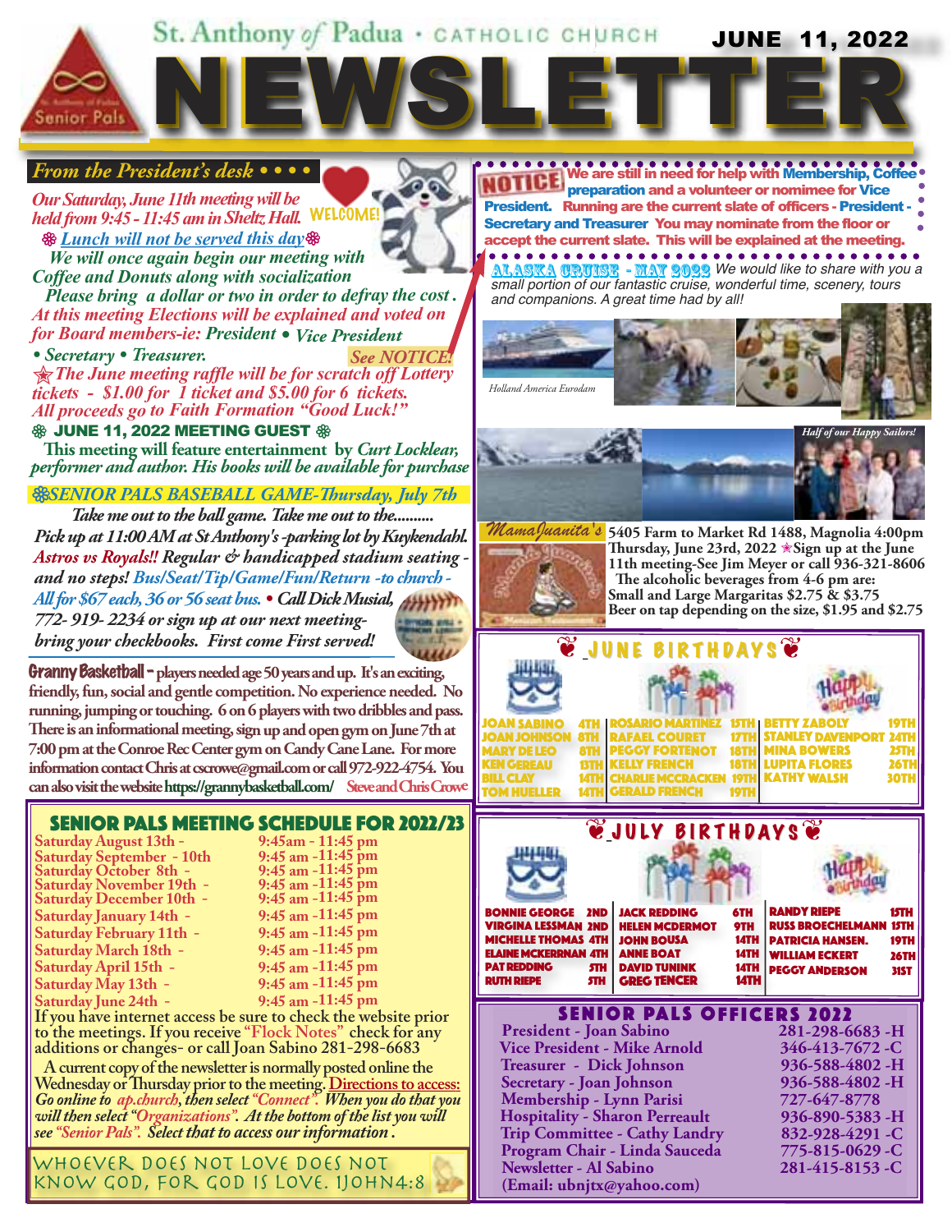# St. Anthony of Padua • CATHOLIC CHURCH NEWSLETTER

**JUNE 11, 2022**

Senior Pals

## From the President's desk • • • •

*Our Saturday, June 11th meeting will be held from 9:45 - 11:45 am in Sheltz Hall.* WELCOME!

❀ *Lunch will not be served this day* ❀

*We will once again begin our meeting with Coffee and Donuts along with socialization*

*Please bring a dollar or two in order to defray the cost. At this meeting Elections will be explained and voted on for Board members-ie: President • Vice President • Secretary • Treasurer.* See NOTICE!

*The June meeting raffle will be for scratch off Lottery tickets - $1.00 for 1 ticket and $5.00 for 6 tickets. All proceeds go to Faith Formation "Good Luck!"*

### ❀ JUNE 11, 2022 MEETING GUEST ❀

**This meeting will feature entertainment by *Curt Locklear, performer and author. His books will be available for purchase***

### ❀SENIOR PALS BASEBALL GAME-Thursday, July 7th

*Take me out to the ball game. Take me out to the..........*

*Pick up at 11:00 AM at St Anthony's -parking lot by Kuykendahl. Astros vs Royals!! Regular & handicapped stadium seating - and no steps! Bus/Seat/Tip/Game/Fun/Return -to church - All for $67 each, 36 or 56 seat bus. • Call Dick Musial, 772- 919- 2234 or sign up at our next meeting- bring your checkbooks. First come First served!*

**Granny Basketball - players needed age 50 years and up. It's an exciting, friendly, fun, social and gentle competition. No experience needed. No running, jumping or touching. 6 on 6 players with two dribbles and pass. There is an informational meeting, sign up and open gym on June 7th at 7:00 pm at the Conroe Rec Center gym on Candy Cane Lane. For more information contact Chris at cscrowe@gmail.com or call 972-922-4754. You can also visit the website https://grannybasketball.com/** Steve and Chris Crowe

## SENIOR PALS MEETING SCHEDULE FOR 2022/23

| Date | Time |
|---|---|
| Saturday August 13th - | 9:45am - 11:45 pm |
| Saturday September - 10th | 9:45 am -11:45 pm |
| Saturday October 8th - | 9:45 am -11:45 pm |
| Saturday November 19th - | 9:45 am -11:45 pm |
| Saturday December 10th - | 9:45 am -11:45 pm |
| Saturday January 14th - | 9:45 am -11:45 pm |
| Saturday February 11th - | 9:45 am -11:45 pm |
| Saturday March 18th - | 9:45 am -11:45 pm |
| Saturday April 15th - | 9:45 am -11:45 pm |
| Saturday May 13th - | 9:45 am -11:45 pm |
| Saturday June 24th - | 9:45 am -11:45 pm |

If you have internet access be sure to check the website prior to the meetings. If you receive "Flock Notes" check for any additions or changes- or call Joan Sabino 281-298-6683

A current copy of the newsletter is normally posted online the Wednesday or Thursday prior to the meeting. Directions to access: *Go online to ap.church, then select "Connect". When you do that you will then select "Organizations". At the bottom of the list you will see "Senior Pals". Select that to access our information.*

WHOEVER DOES NOT LOVE DOES NOT KNOW GOD, FOR GOD IS LOVE. 1JOHN4:8

**NOTICE** **We are still in need for help with Membership, Coffee preparation and a volunteer or nominee for Vice President. Running are the current slate of officers - President - Secretary and Treasurer You may nominate from the floor or accept the current slate. This will be explained at the meeting.**

**ALASKA CRUISE - MAY 2022** *We would like to share with you a small portion of our fantastic cruise, wonderful time, scenery, tours and companions. A great time had by all!*

Holland America Eurodam

Half of our Happy Sailors!

**MamaJuanita's 5405 Farm to Market Rd 1488, Magnolia 4:00pm Thursday, June 23rd, 2022 Sign up at the June 11th meeting-See Jim Meyer or call 936-321-8606**

**The alcoholic beverages from 4-6 pm are: Small and Large Margaritas $2.75 & $3.75 Beer on tap depending on the size, $1.95 and $2.75**

## JUNE BIRTHDAYS

| | | | | | |
|---|---|---|---|---|---|
| JOAN SABINO | 4TH | ROSARIO MARTINEZ | 15TH | BETTY ZABOLY | 19TH |
| JOAN JOHNSON | 8TH | RAFAEL COURET | 17TH | STANLEY DAVENPORT | 24TH |
| MARY DE LEO | 8TH | PEGGY FORTENOT | 18TH | MINA BOWERS | 25TH |
| KEN GEREAU | 13TH | KELLY FRENCH | 18TH | LUPITA FLORES | 26TH |
| BILL CLAY | 14TH | CHARLIE MCCRACKEN | 19TH | KATHY WALSH | 30TH |
| TOM HUELLER | 14TH | GERALD FRENCH | 19TH | | |

## JULY BIRTHDAYS

| | | | | | |
|---|---|---|---|---|---|
| BONNIE GEORGE | 2ND | JACK REDDING | 6TH | RANDY RIEPE | 15TH |
| VIRGINA LESSMAN | 2ND | HELEN MCDERMOT | 9TH | RUSS BROECHELMANN | 15TH |
| MICHELLE THOMAS | 4TH | JOHN BOUSA | 14TH | PATRICIA HANSEN. | 19TH |
| ELAINE MCKERRNAN | 4TH | ANNE BOAT | 14TH | WILLIAM ECKERT | 26TH |
| PAT REDDING | 5TH | DAVID TUNINK | 14TH | PEGGY ANDERSON | 31ST |
| RUTH RIEPE | 5TH | GREG TENCER | 14TH | | |

## SENIOR PALS OFFICERS 2022

| Position | Phone |
|---|---|
| President - Joan Sabino | 281-298-6683 -H |
| Vice President - Mike Arnold | 346-413-7672 -C |
| Treasurer - Dick Johnson | 936-588-4802 -H |
| Secretary - Joan Johnson | 936-588-4802 -H |
| Membership - Lynn Parisi | 727-647-8778 |
| Hospitality - Sharon Perreault | 936-890-5383 -H |
| Trip Committee - Cathy Landry | 832-928-4291 -C |
| Program Chair - Linda Sauceda | 775-815-0629 -C |
| Newsletter - Al Sabino | 281-415-8153 -C |

(Email: ubnjtx@yahoo.com)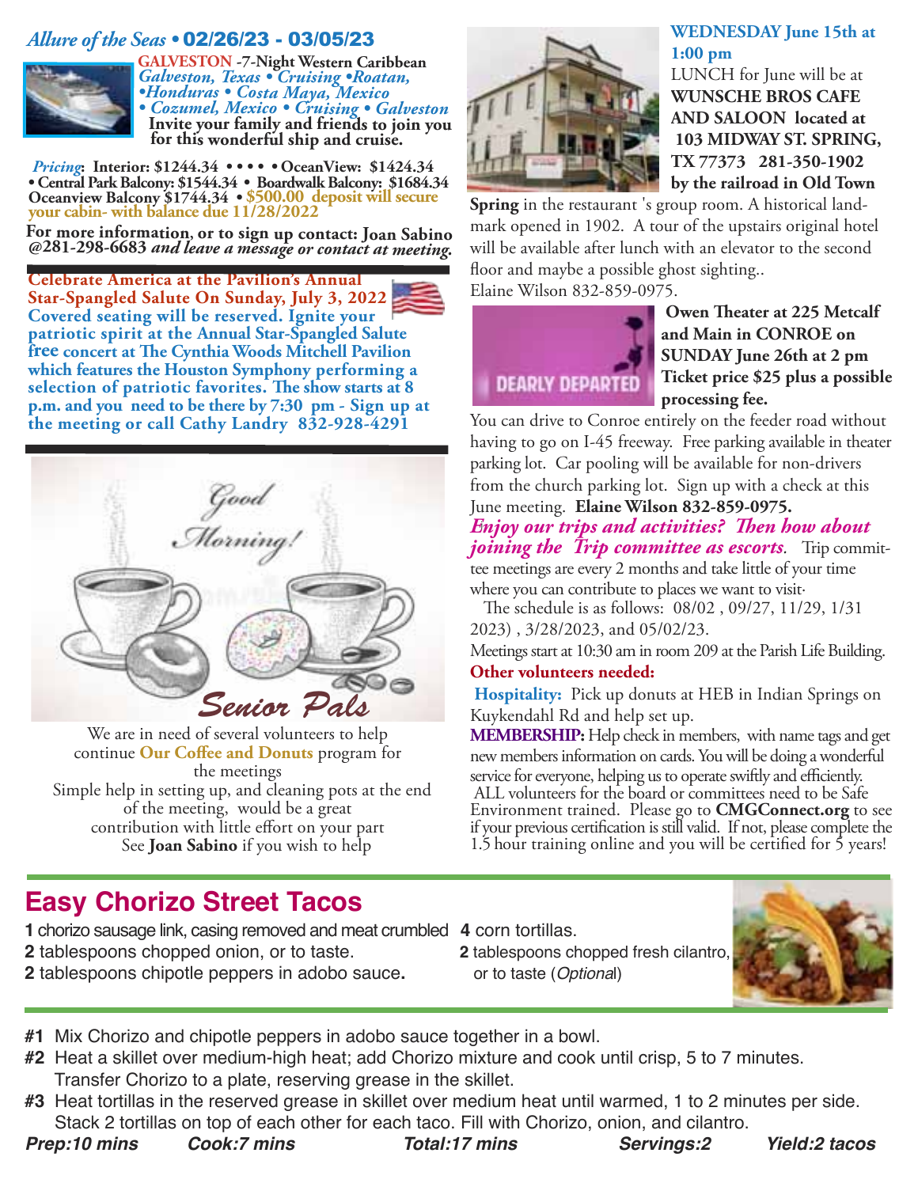*Allure of the Seas* • **02/26/23 - 03/05/23**

**GALVESTON -7-Night Western Caribbean**
*Galveston, Texas • Cruising •Roatan, •Honduras • Costa Maya, Mexico • Cozumel, Mexico • Cruising • Galveston*
**Invite your family and friends to join you for this wonderful ship and cruise.**

***Pricing*: Interior: $1244.34 • • • • • OceanView: $1424.34 • Central Park Balcony: $1544.34 • Boardwalk Balcony: $1684.34 Oceanview Balcony $1744.34 • $500.00 deposit will secure your cabin- with balance due 11/28/2022**

**For more information, or to sign up contact: Joan Sabino @281-298-6683** ***and leave a message or contact at meeting.***

**Celebrate America at the Pavilion's Annual Star-Spangled Salute On Sunday, July 3, 2022 Covered seating will be reserved. Ignite your patriotic spirit at the Annual Star-Spangled Salute free concert at The Cynthia Woods Mitchell Pavilion which features the Houston Symphony performing a selection of patriotic favorites. The show starts at 8 p.m. and you need to be there by 7:30 pm - Sign up at the meeting or call Cathy Landry 832-928-4291**

Good Morning!

Senior Pals

We are in need of several volunteers to help continue **Our Coffee and Donuts** program for the meetings
Simple help in setting up, and cleaning pots at the end of the meeting, would be a great contribution with little effort on your part
See **Joan Sabino** if you wish to help

**WEDNESDAY June 15th at 1:00 pm**
LUNCH for June will be at **WUNSCHE BROS CAFE AND SALOON located at 103 MIDWAY ST. SPRING, TX 77373 281-350-1902 by the railroad in Old Town Spring** in the restaurant 's group room. A historical landmark opened in 1902. A tour of the upstairs original hotel will be available after lunch with an elevator to the second floor and maybe a possible ghost sighting..
Elaine Wilson 832-859-0975.

DEARLY DEPARTED

**Owen Theater at 225 Metcalf and Main in CONROE on SUNDAY June 26th at 2 pm Ticket price $25 plus a possible processing fee.**
You can drive to Conroe entirely on the feeder road without having to go on I-45 freeway. Free parking available in theater parking lot. Car pooling will be available for non-drivers from the church parking lot. Sign up with a check at this June meeting. **Elaine Wilson 832-859-0975.**

***Enjoy our trips and activities? Then how about joining the Trip committee as escorts.*** Trip committee meetings are every 2 months and take little of your time where you can contribute to places we want to visit.
The schedule is as follows: 08/02 , 09/27, 11/29, 1/31 2023) , 3/28/2023, and 05/02/23.
Meetings start at 10:30 am in room 209 at the Parish Life Building.

**Other volunteers needed:**

**Hospitality:** Pick up donuts at HEB in Indian Springs on Kuykendahl Rd and help set up.

**MEMBERSHIP:** Help check in members, with name tags and get new members information on cards. You will be doing a wonderful service for everyone, helping us to operate swiftly and efficiently.
ALL volunteers for the board or committees need to be Safe Environment trained. Please go to **CMGConnect.org** to see if your previous certification is still valid. If not, please complete the 1.5 hour training online and you will be certified for 5 years!

## Easy Chorizo Street Tacos

**1** chorizo sausage link, casing removed and meat crumbled
**2** tablespoons chopped onion, or to taste.
**2** tablespoons chipotle peppers in adobo sauce.
**4** corn tortillas.
**2** tablespoons chopped fresh cilantro, or to taste (*Optional*)

**#1** Mix Chorizo and chipotle peppers in adobo sauce together in a bowl.
**#2** Heat a skillet over medium-high heat; add Chorizo mixture and cook until crisp, 5 to 7 minutes. Transfer Chorizo to a plate, reserving grease in the skillet.
**#3** Heat tortillas in the reserved grease in skillet over medium heat until warmed, 1 to 2 minutes per side. Stack 2 tortillas on top of each other for each taco. Fill with Chorizo, onion, and cilantro.

***Prep:10 mins*** ***Cook:7 mins*** ***Total:17 mins*** ***Servings:2*** ***Yield:2 tacos***